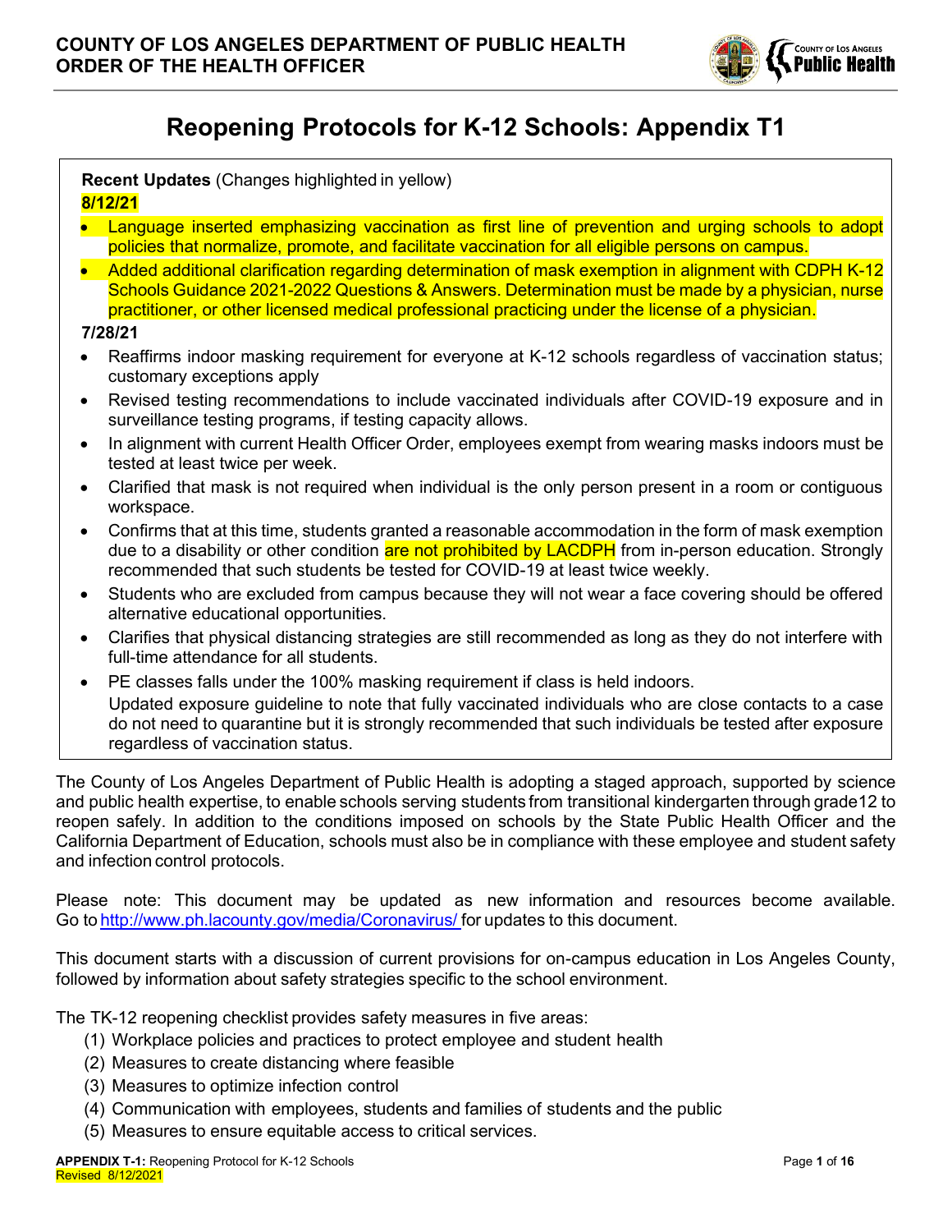**COUNTY OF LOS ANGELES DEPARTMENT OF PUBLIC HEALTH**
**ORDER OF THE HEALTH OFFICER**

# Reopening Protocols for K-12 Schools: Appendix T1

**Recent Updates** (Changes highlighted in yellow)

**8/12/21**

- Language inserted emphasizing vaccination as first line of prevention and urging schools to adopt policies that normalize, promote, and facilitate vaccination for all eligible persons on campus.
- Added additional clarification regarding determination of mask exemption in alignment with CDPH K-12 Schools Guidance 2021-2022 Questions & Answers. Determination must be made by a physician, nurse practitioner, or other licensed medical professional practicing under the license of a physician.

**7/28/21**

- Reaffirms indoor masking requirement for everyone at K-12 schools regardless of vaccination status; customary exceptions apply
- Revised testing recommendations to include vaccinated individuals after COVID-19 exposure and in surveillance testing programs, if testing capacity allows.
- In alignment with current Health Officer Order, employees exempt from wearing masks indoors must be tested at least twice per week.
- Clarified that mask is not required when individual is the only person present in a room or contiguous workspace.
- Confirms that at this time, students granted a reasonable accommodation in the form of mask exemption due to a disability or other condition are not prohibited by LACDPH from in-person education. Strongly recommended that such students be tested for COVID-19 at least twice weekly.
- Students who are excluded from campus because they will not wear a face covering should be offered alternative educational opportunities.
- Clarifies that physical distancing strategies are still recommended as long as they do not interfere with full-time attendance for all students.
- PE classes falls under the 100% masking requirement if class is held indoors.
  Updated exposure guideline to note that fully vaccinated individuals who are close contacts to a case do not need to quarantine but it is strongly recommended that such individuals be tested after exposure regardless of vaccination status.

The County of Los Angeles Department of Public Health is adopting a staged approach, supported by science and public health expertise, to enable schools serving students from transitional kindergarten through grade12 to reopen safely. In addition to the conditions imposed on schools by the State Public Health Officer and the California Department of Education, schools must also be in compliance with these employee and student safety and infection control protocols.

Please note: This document may be updated as new information and resources become available. Go to http://www.ph.lacounty.gov/media/Coronavirus/ for updates to this document.

This document starts with a discussion of current provisions for on-campus education in Los Angeles County, followed by information about safety strategies specific to the school environment.

The TK-12 reopening checklist provides safety measures in five areas:

1. Workplace policies and practices to protect employee and student health
2. Measures to create distancing where feasible
3. Measures to optimize infection control
4. Communication with employees, students and families of students and the public
5. Measures to ensure equitable access to critical services.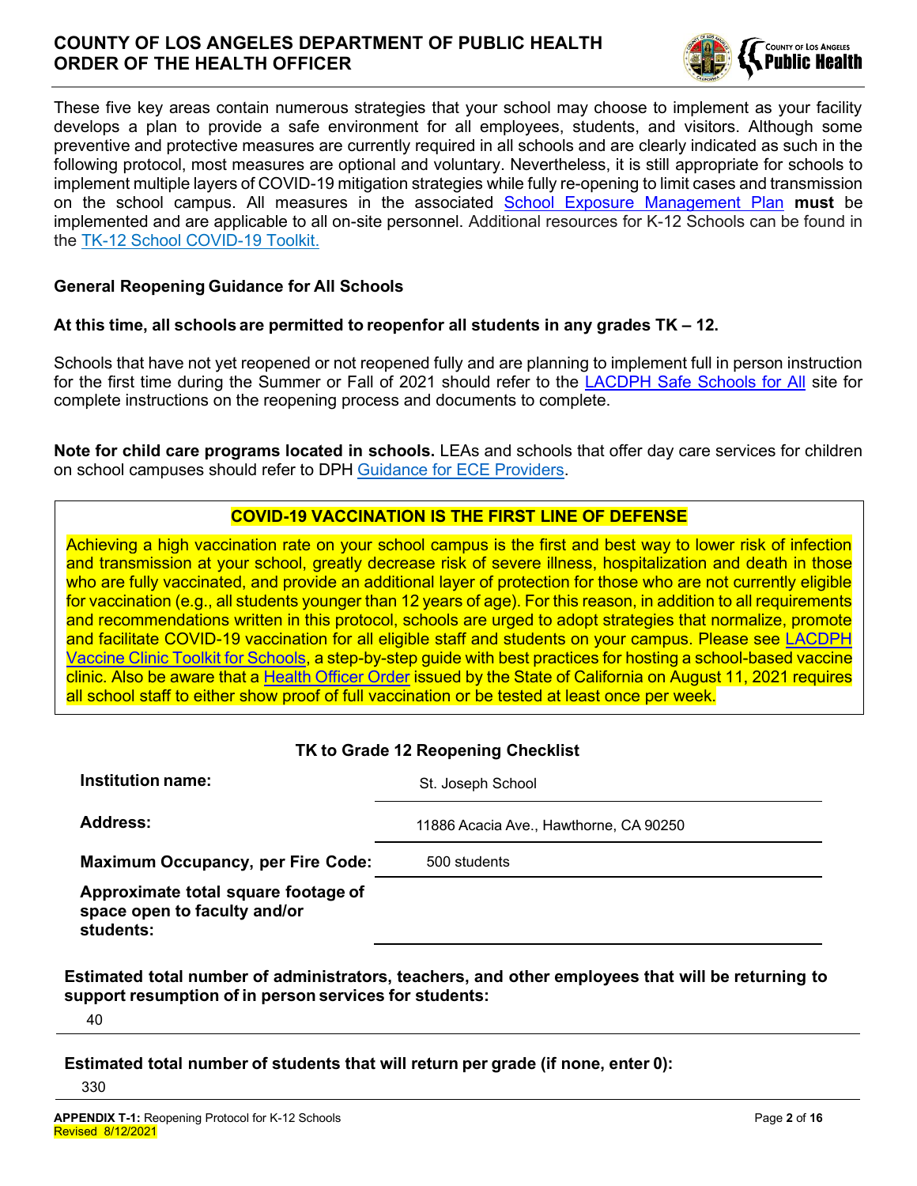These five key areas contain numerous strategies that your school may choose to implement as your facility develops a plan to provide a safe environment for all employees, students, and visitors. Although some preventive and protective measures are currently required in all schools and are clearly indicated as such in the following protocol, most measures are optional and voluntary. Nevertheless, it is still appropriate for schools to implement multiple layers of COVID-19 mitigation strategies while fully re-opening to limit cases and transmission on the school campus. All measures in the associated School Exposure Management Plan **must** be implemented and are applicable to all on-site personnel. Additional resources for K-12 Schools can be found in the TK-12 School COVID-19 Toolkit.

**General Reopening Guidance for All Schools**

**At this time, all schools are permitted to reopenfor all students in any grades TK – 12.**

Schools that have not yet reopened or not reopened fully and are planning to implement full in person instruction for the first time during the Summer or Fall of 2021 should refer to the LACDPH Safe Schools for All site for complete instructions on the reopening process and documents to complete.

**Note for child care programs located in schools.** LEAs and schools that offer day care services for children on school campuses should refer to DPH Guidance for ECE Providers.

**COVID-19 VACCINATION IS THE FIRST LINE OF DEFENSE**

Achieving a high vaccination rate on your school campus is the first and best way to lower risk of infection and transmission at your school, greatly decrease risk of severe illness, hospitalization and death in those who are fully vaccinated, and provide an additional layer of protection for those who are not currently eligible for vaccination (e.g., all students younger than 12 years of age). For this reason, in addition to all requirements and recommendations written in this protocol, schools are urged to adopt strategies that normalize, promote and facilitate COVID-19 vaccination for all eligible staff and students on your campus. Please see LACDPH Vaccine Clinic Toolkit for Schools, a step-by-step guide with best practices for hosting a school-based vaccine clinic. Also be aware that a Health Officer Order issued by the State of California on August 11, 2021 requires all school staff to either show proof of full vaccination or be tested at least once per week.

**TK to Grade 12 Reopening Checklist**

| | |
|---|---|
| **Institution name:** | St. Joseph School |
| **Address:** | 11886 Acacia Ave., Hawthorne, CA 90250 |
| **Maximum Occupancy, per Fire Code:** | 500 students |
| **Approximate total square footage of space open to faculty and/or students:** | |

**Estimated total number of administrators, teachers, and other employees that will be returning to support resumption of in person services for students:**

40

**Estimated total number of students that will return per grade (if none, enter 0):**

330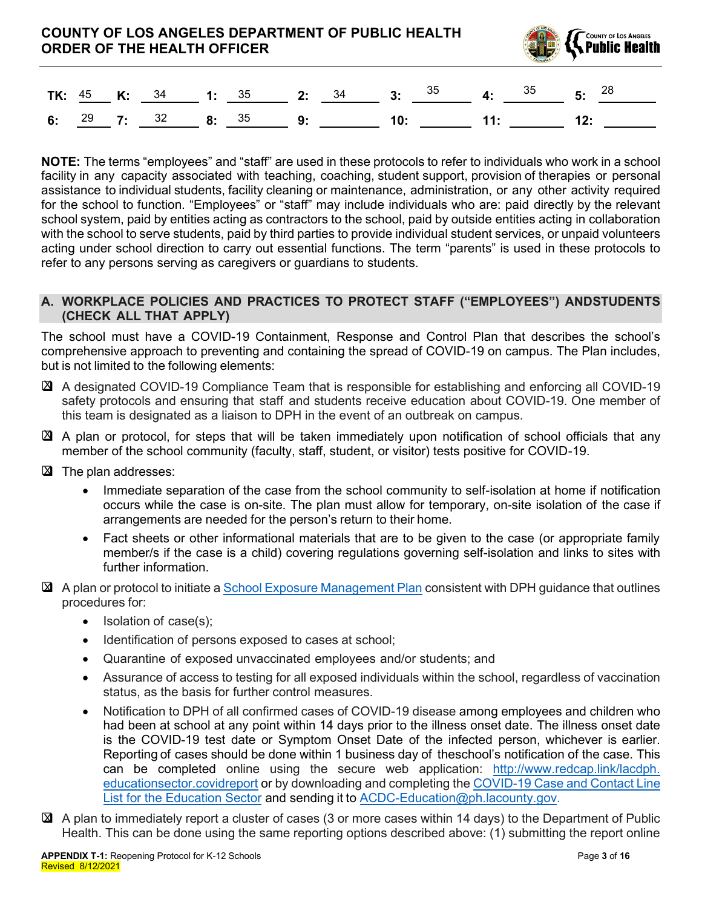| TK: | 45 | K: | 34 | 1: | 35 | 2: | 34 | 3: | 35 | 4: | 35 | 5: | 28 |
|---|---|---|---|---|---|---|---|---|---|---|---|---|---|
| 6: | 29 | 7: | 32 | 8: | 35 | 9: | | 10: | | 11: | | 12: | |

**NOTE:** The terms "employees" and "staff" are used in these protocols to refer to individuals who work in a school facility in any capacity associated with teaching, coaching, student support, provision of therapies or personal assistance to individual students, facility cleaning or maintenance, administration, or any other activity required for the school to function. "Employees" or "staff" may include individuals who are: paid directly by the relevant school system, paid by entities acting as contractors to the school, paid by outside entities acting in collaboration with the school to serve students, paid by third parties to provide individual student services, or unpaid volunteers acting under school direction to carry out essential functions. The term "parents" is used in these protocols to refer to any persons serving as caregivers or guardians to students.

## A. WORKPLACE POLICIES AND PRACTICES TO PROTECT STAFF ("EMPLOYEES") ANDSTUDENTS (CHECK ALL THAT APPLY)

The school must have a COVID-19 Containment, Response and Control Plan that describes the school's comprehensive approach to preventing and containing the spread of COVID-19 on campus. The Plan includes, but is not limited to the following elements:

- ☒ A designated COVID-19 Compliance Team that is responsible for establishing and enforcing all COVID-19 safety protocols and ensuring that staff and students receive education about COVID-19. One member of this team is designated as a liaison to DPH in the event of an outbreak on campus.
- ☒ A plan or protocol, for steps that will be taken immediately upon notification of school officials that any member of the school community (faculty, staff, student, or visitor) tests positive for COVID-19.
- ☒ The plan addresses:
  - Immediate separation of the case from the school community to self-isolation at home if notification occurs while the case is on-site. The plan must allow for temporary, on-site isolation of the case if arrangements are needed for the person's return to their home.
  - Fact sheets or other informational materials that are to be given to the case (or appropriate family member/s if the case is a child) covering regulations governing self-isolation and links to sites with further information.
- ☒ A plan or protocol to initiate a School Exposure Management Plan consistent with DPH guidance that outlines procedures for:
  - Isolation of case(s);
  - Identification of persons exposed to cases at school;
  - Quarantine of exposed unvaccinated employees and/or students; and
  - Assurance of access to testing for all exposed individuals within the school, regardless of vaccination status, as the basis for further control measures.
  - Notification to DPH of all confirmed cases of COVID-19 disease among employees and children who had been at school at any point within 14 days prior to the illness onset date. The illness onset date is the COVID-19 test date or Symptom Onset Date of the infected person, whichever is earlier. Reporting of cases should be done within 1 business day of theschool's notification of the case. This can be completed online using the secure web application: http://www.redcap.link/lacdph.educationsector.covidreport or by downloading and completing the COVID-19 Case and Contact Line List for the Education Sector and sending it to ACDC-Education@ph.lacounty.gov.
- ☒ A plan to immediately report a cluster of cases (3 or more cases within 14 days) to the Department of Public Health. This can be done using the same reporting options described above: (1) submitting the report online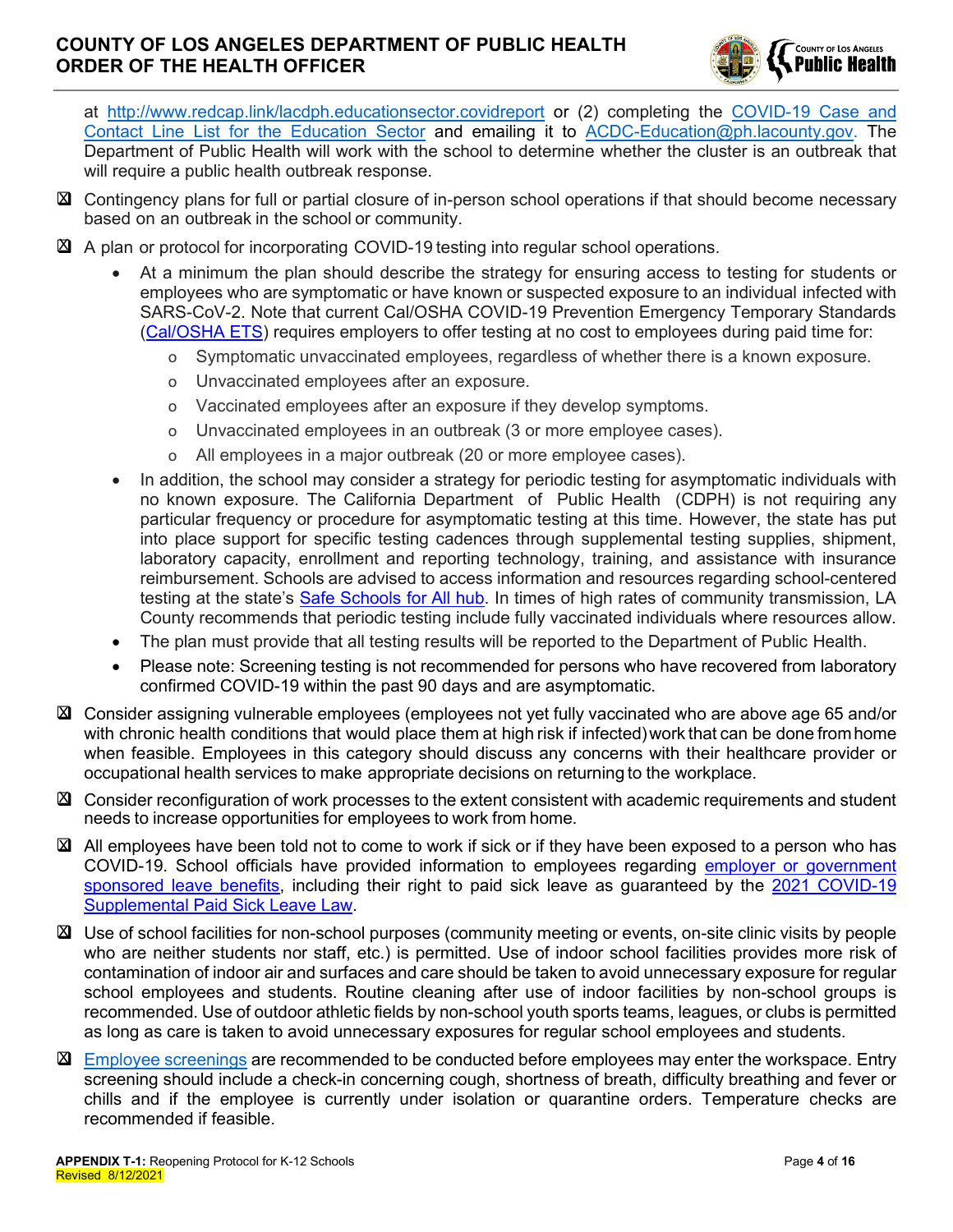at http://www.redcap.link/lacdph.educationsector.covidreport or (2) completing the COVID-19 Case and Contact Line List for the Education Sector and emailing it to ACDC-Education@ph.lacounty.gov. The Department of Public Health will work with the school to determine whether the cluster is an outbreak that will require a public health outbreak response.

- ☒ Contingency plans for full or partial closure of in-person school operations if that should become necessary based on an outbreak in the school or community.
- ☒ A plan or protocol for incorporating COVID-19 testing into regular school operations.
  - At a minimum the plan should describe the strategy for ensuring access to testing for students or employees who are symptomatic or have known or suspected exposure to an individual infected with SARS-CoV-2. Note that current Cal/OSHA COVID-19 Prevention Emergency Temporary Standards (Cal/OSHA ETS) requires employers to offer testing at no cost to employees during paid time for:
    - Symptomatic unvaccinated employees, regardless of whether there is a known exposure.
    - Unvaccinated employees after an exposure.
    - Vaccinated employees after an exposure if they develop symptoms.
    - Unvaccinated employees in an outbreak (3 or more employee cases).
    - All employees in a major outbreak (20 or more employee cases).
  - In addition, the school may consider a strategy for periodic testing for asymptomatic individuals with no known exposure. The California Department of Public Health (CDPH) is not requiring any particular frequency or procedure for asymptomatic testing at this time. However, the state has put into place support for specific testing cadences through supplemental testing supplies, shipment, laboratory capacity, enrollment and reporting technology, training, and assistance with insurance reimbursement. Schools are advised to access information and resources regarding school-centered testing at the state's Safe Schools for All hub. In times of high rates of community transmission, LA County recommends that periodic testing include fully vaccinated individuals where resources allow.
  - The plan must provide that all testing results will be reported to the Department of Public Health.
  - Please note: Screening testing is not recommended for persons who have recovered from laboratory confirmed COVID-19 within the past 90 days and are asymptomatic.
- ☒ Consider assigning vulnerable employees (employees not yet fully vaccinated who are above age 65 and/or with chronic health conditions that would place them at high risk if infected) work that can be done from home when feasible. Employees in this category should discuss any concerns with their healthcare provider or occupational health services to make appropriate decisions on returning to the workplace.
- ☒ Consider reconfiguration of work processes to the extent consistent with academic requirements and student needs to increase opportunities for employees to work from home.
- ☒ All employees have been told not to come to work if sick or if they have been exposed to a person who has COVID-19. School officials have provided information to employees regarding employer or government sponsored leave benefits, including their right to paid sick leave as guaranteed by the 2021 COVID-19 Supplemental Paid Sick Leave Law.
- ☒ Use of school facilities for non-school purposes (community meeting or events, on-site clinic visits by people who are neither students nor staff, etc.) is permitted. Use of indoor school facilities provides more risk of contamination of indoor air and surfaces and care should be taken to avoid unnecessary exposure for regular school employees and students. Routine cleaning after use of indoor facilities by non-school groups is recommended. Use of outdoor athletic fields by non-school youth sports teams, leagues, or clubs is permitted as long as care is taken to avoid unnecessary exposures for regular school employees and students.
- ☒ Employee screenings are recommended to be conducted before employees may enter the workspace. Entry screening should include a check-in concerning cough, shortness of breath, difficulty breathing and fever or chills and if the employee is currently under isolation or quarantine orders. Temperature checks are recommended if feasible.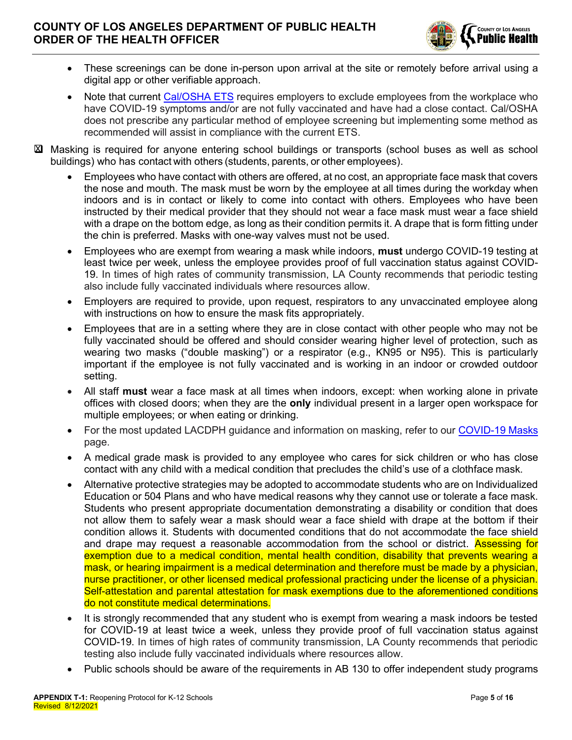- These screenings can be done in-person upon arrival at the site or remotely before arrival using a digital app or other verifiable approach.
- Note that current [Cal/OSHA ETS](#) requires employers to exclude employees from the workplace who have COVID-19 symptoms and/or are not fully vaccinated and have had a close contact. Cal/OSHA does not prescribe any particular method of employee screening but implementing some method as recommended will assist in compliance with the current ETS.

☒ Masking is required for anyone entering school buildings or transports (school buses as well as school buildings) who has contact with others (students, parents, or other employees).

- Employees who have contact with others are offered, at no cost, an appropriate face mask that covers the nose and mouth. The mask must be worn by the employee at all times during the workday when indoors and is in contact or likely to come into contact with others. Employees who have been instructed by their medical provider that they should not wear a face mask must wear a face shield with a drape on the bottom edge, as long as their condition permits it. A drape that is form fitting under the chin is preferred. Masks with one-way valves must not be used.
- Employees who are exempt from wearing a mask while indoors, **must** undergo COVID-19 testing at least twice per week, unless the employee provides proof of full vaccination status against COVID-19. In times of high rates of community transmission, LA County recommends that periodic testing also include fully vaccinated individuals where resources allow.
- Employers are required to provide, upon request, respirators to any unvaccinated employee along with instructions on how to ensure the mask fits appropriately.
- Employees that are in a setting where they are in close contact with other people who may not be fully vaccinated should be offered and should consider wearing higher level of protection, such as wearing two masks ("double masking") or a respirator (e.g., KN95 or N95). This is particularly important if the employee is not fully vaccinated and is working in an indoor or crowded outdoor setting.
- All staff **must** wear a face mask at all times when indoors, except: when working alone in private offices with closed doors; when they are the **only** individual present in a larger open workspace for multiple employees; or when eating or drinking.
- For the most updated LACDPH guidance and information on masking, refer to our [COVID-19 Masks](#) page.
- A medical grade mask is provided to any employee who cares for sick children or who has close contact with any child with a medical condition that precludes the child's use of a clothface mask.
- Alternative protective strategies may be adopted to accommodate students who are on Individualized Education or 504 Plans and who have medical reasons why they cannot use or tolerate a face mask. Students who present appropriate documentation demonstrating a disability or condition that does not allow them to safely wear a mask should wear a face shield with drape at the bottom if their condition allows it. Students with documented conditions that do not accommodate the face shield and drape may request a reasonable accommodation from the school or district. Assessing for exemption due to a medical condition, mental health condition, disability that prevents wearing a mask, or hearing impairment is a medical determination and therefore must be made by a physician, nurse practitioner, or other licensed medical professional practicing under the license of a physician. Self-attestation and parental attestation for mask exemptions due to the aforementioned conditions do not constitute medical determinations.
- It is strongly recommended that any student who is exempt from wearing a mask indoors be tested for COVID-19 at least twice a week, unless they provide proof of full vaccination status against COVID-19. In times of high rates of community transmission, LA County recommends that periodic testing also include fully vaccinated individuals where resources allow.
- Public schools should be aware of the requirements in AB 130 to offer independent study programs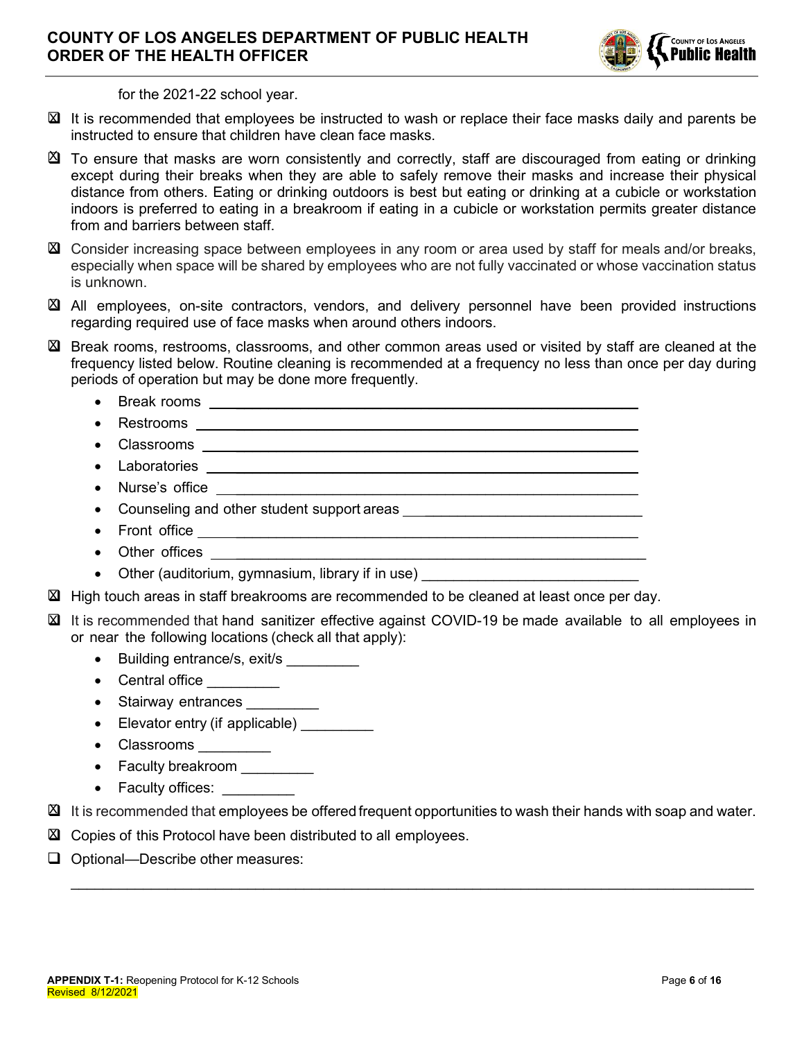for the 2021-22 school year.

- ☒ It is recommended that employees be instructed to wash or replace their face masks daily and parents be instructed to ensure that children have clean face masks.
- ☒ To ensure that masks are worn consistently and correctly, staff are discouraged from eating or drinking except during their breaks when they are able to safely remove their masks and increase their physical distance from others. Eating or drinking outdoors is best but eating or drinking at a cubicle or workstation indoors is preferred to eating in a breakroom if eating in a cubicle or workstation permits greater distance from and barriers between staff.
- ☒ Consider increasing space between employees in any room or area used by staff for meals and/or breaks, especially when space will be shared by employees who are not fully vaccinated or whose vaccination status is unknown.
- ☒ All employees, on-site contractors, vendors, and delivery personnel have been provided instructions regarding required use of face masks when around others indoors.
- ☒ Break rooms, restrooms, classrooms, and other common areas used or visited by staff are cleaned at the frequency listed below. Routine cleaning is recommended at a frequency no less than once per day during periods of operation but may be done more frequently.
  - Break rooms ____________________
  - Restrooms ____________________
  - Classrooms ____________________
  - Laboratories ____________________
  - Nurse's office ____________________
  - Counseling and other student support areas ____________________
  - Front office ____________________
  - Other offices ____________________
  - Other (auditorium, gymnasium, library if in use) ____________________
- ☒ High touch areas in staff breakrooms are recommended to be cleaned at least once per day.
- ☒ It is recommended that hand sanitizer effective against COVID-19 be made available to all employees in or near the following locations (check all that apply):
  - Building entrance/s, exit/s _________
  - Central office _________
  - Stairway entrances _________
  - Elevator entry (if applicable) _________
  - Classrooms _________
  - Faculty breakroom _________
  - Faculty offices: _________
- ☒ It is recommended that employees be offered frequent opportunities to wash their hands with soap and water.
- ☒ Copies of this Protocol have been distributed to all employees.
- ☐ Optional—Describe other measures:

______________________________________________________________________________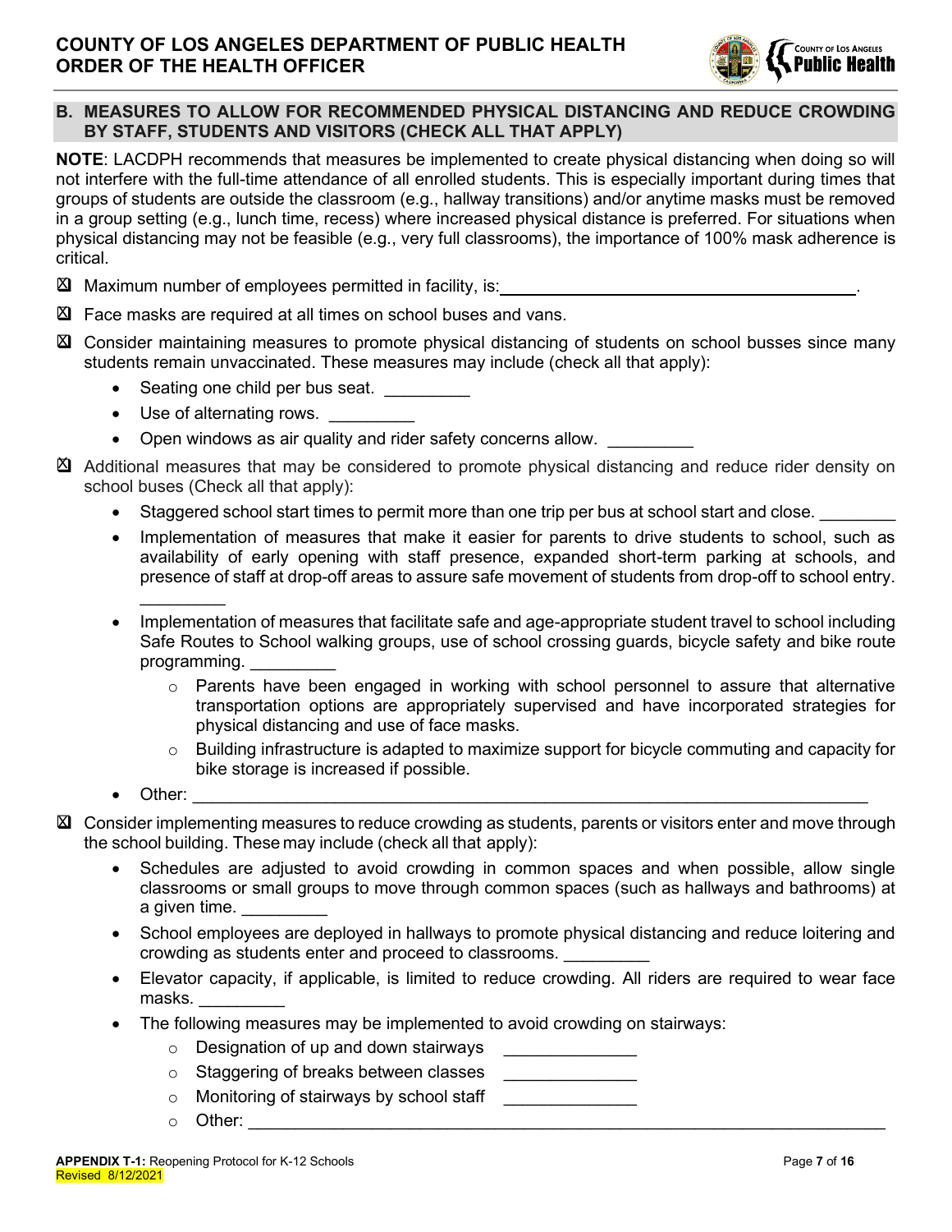## B. MEASURES TO ALLOW FOR RECOMMENDED PHYSICAL DISTANCING AND REDUCE CROWDING BY STAFF, STUDENTS AND VISITORS (CHECK ALL THAT APPLY)

**NOTE**: LACDPH recommends that measures be implemented to create physical distancing when doing so will not interfere with the full-time attendance of all enrolled students. This is especially important during times that groups of students are outside the classroom (e.g., hallway transitions) and/or anytime masks must be removed in a group setting (e.g., lunch time, recess) where increased physical distance is preferred. For situations when physical distancing may not be feasible (e.g., very full classrooms), the importance of 100% mask adherence is critical.

☒ Maximum number of employees permitted in facility, is: ________________________________________.

☒ Face masks are required at all times on school buses and vans.

☒ Consider maintaining measures to promote physical distancing of students on school busses since many students remain unvaccinated. These measures may include (check all that apply):

- Seating one child per bus seat. _________
- Use of alternating rows. _________
- Open windows as air quality and rider safety concerns allow. _________

☒ Additional measures that may be considered to promote physical distancing and reduce rider density on school buses (Check all that apply):

- Staggered school start times to permit more than one trip per bus at school start and close. ________
- Implementation of measures that make it easier for parents to drive students to school, such as availability of early opening with staff presence, expanded short-term parking at schools, and presence of staff at drop-off areas to assure safe movement of students from drop-off to school entry. _________
- Implementation of measures that facilitate safe and age-appropriate student travel to school including Safe Routes to School walking groups, use of school crossing guards, bicycle safety and bike route programming. _________
    - Parents have been engaged in working with school personnel to assure that alternative transportation options are appropriately supervised and have incorporated strategies for physical distancing and use of face masks.
    - Building infrastructure is adapted to maximize support for bicycle commuting and capacity for bike storage is increased if possible.
- Other: ___________________________________________________________________________

☒ Consider implementing measures to reduce crowding as students, parents or visitors enter and move through the school building. These may include (check all that apply):

- Schedules are adjusted to avoid crowding in common spaces and when possible, allow single classrooms or small groups to move through common spaces (such as hallways and bathrooms) at a given time. _________
- School employees are deployed in hallways to promote physical distancing and reduce loitering and crowding as students enter and proceed to classrooms. _________
- Elevator capacity, if applicable, is limited to reduce crowding. All riders are required to wear face masks. _________
- The following measures may be implemented to avoid crowding on stairways:
    - Designation of up and down stairways ______________
    - Staggering of breaks between classes ______________
    - Monitoring of stairways by school staff ______________
    - Other: ___________________________________________________________________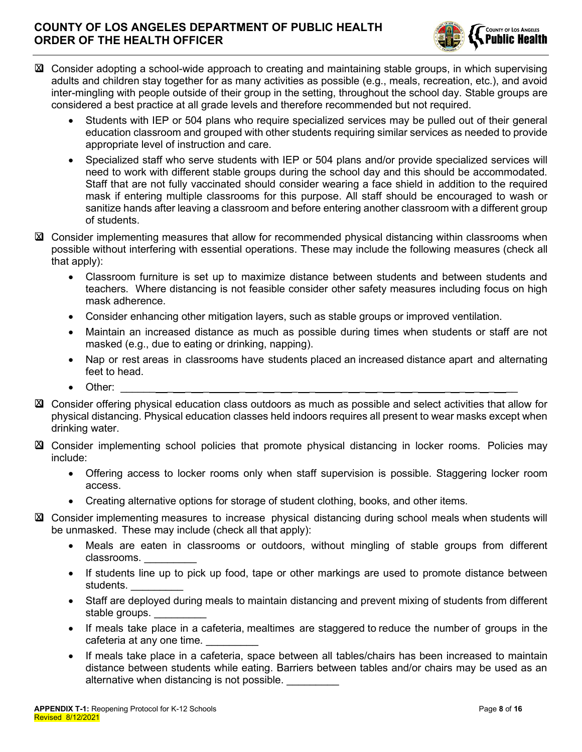- ☒ Consider adopting a school-wide approach to creating and maintaining stable groups, in which supervising adults and children stay together for as many activities as possible (e.g., meals, recreation, etc.), and avoid inter-mingling with people outside of their group in the setting, throughout the school day. Stable groups are considered a best practice at all grade levels and therefore recommended but not required.
  - Students with IEP or 504 plans who require specialized services may be pulled out of their general education classroom and grouped with other students requiring similar services as needed to provide appropriate level of instruction and care.
  - Specialized staff who serve students with IEP or 504 plans and/or provide specialized services will need to work with different stable groups during the school day and this should be accommodated. Staff that are not fully vaccinated should consider wearing a face shield in addition to the required mask if entering multiple classrooms for this purpose. All staff should be encouraged to wash or sanitize hands after leaving a classroom and before entering another classroom with a different group of students.
- ☒ Consider implementing measures that allow for recommended physical distancing within classrooms when possible without interfering with essential operations. These may include the following measures (check all that apply):
  - Classroom furniture is set up to maximize distance between students and between students and teachers. Where distancing is not feasible consider other safety measures including focus on high mask adherence.
  - Consider enhancing other mitigation layers, such as stable groups or improved ventilation.
  - Maintain an increased distance as much as possible during times when students or staff are not masked (e.g., due to eating or drinking, napping).
  - Nap or rest areas in classrooms have students placed an increased distance apart and alternating feet to head.
  - Other: ______________________________________________________________
- ☒ Consider offering physical education class outdoors as much as possible and select activities that allow for physical distancing. Physical education classes held indoors requires all present to wear masks except when drinking water.
- ☒ Consider implementing school policies that promote physical distancing in locker rooms. Policies may include:
  - Offering access to locker rooms only when staff supervision is possible. Staggering locker room access.
  - Creating alternative options for storage of student clothing, books, and other items.
- ☒ Consider implementing measures to increase physical distancing during school meals when students will be unmasked. These may include (check all that apply):
  - Meals are eaten in classrooms or outdoors, without mingling of stable groups from different classrooms. _________
  - If students line up to pick up food, tape or other markings are used to promote distance between students. _________
  - Staff are deployed during meals to maintain distancing and prevent mixing of students from different stable groups. _________
  - If meals take place in a cafeteria, mealtimes are staggered to reduce the number of groups in the cafeteria at any one time. _________
  - If meals take place in a cafeteria, space between all tables/chairs has been increased to maintain distance between students while eating. Barriers between tables and/or chairs may be used as an alternative when distancing is not possible. _________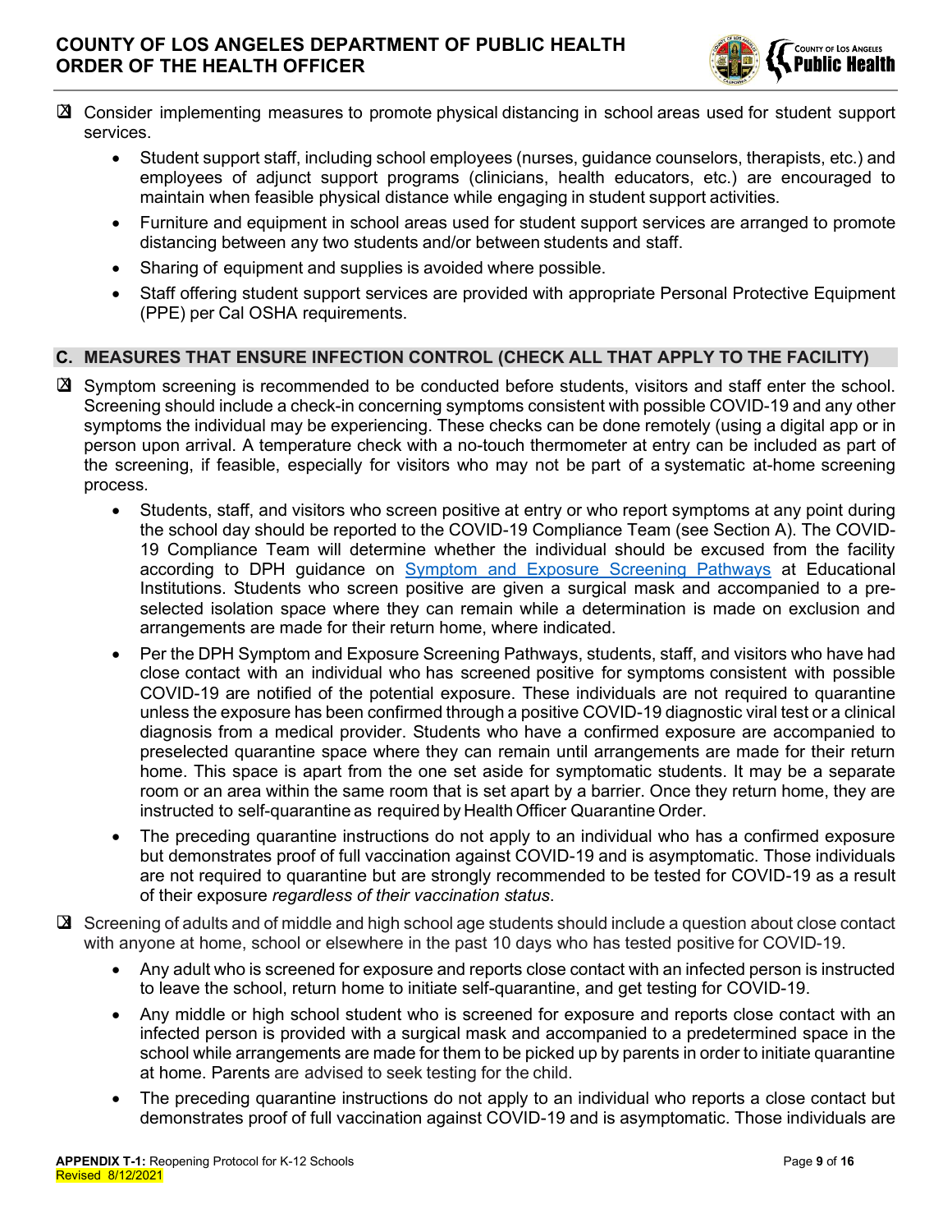- [x] Consider implementing measures to promote physical distancing in school areas used for student support services.
  - Student support staff, including school employees (nurses, guidance counselors, therapists, etc.) and employees of adjunct support programs (clinicians, health educators, etc.) are encouraged to maintain when feasible physical distance while engaging in student support activities.
  - Furniture and equipment in school areas used for student support services are arranged to promote distancing between any two students and/or between students and staff.
  - Sharing of equipment and supplies is avoided where possible.
  - Staff offering student support services are provided with appropriate Personal Protective Equipment (PPE) per Cal OSHA requirements.

## C. MEASURES THAT ENSURE INFECTION CONTROL (CHECK ALL THAT APPLY TO THE FACILITY)

- [x] Symptom screening is recommended to be conducted before students, visitors and staff enter the school. Screening should include a check-in concerning symptoms consistent with possible COVID-19 and any other symptoms the individual may be experiencing. These checks can be done remotely (using a digital app or in person upon arrival. A temperature check with a no-touch thermometer at entry can be included as part of the screening, if feasible, especially for visitors who may not be part of a systematic at-home screening process.
  - Students, staff, and visitors who screen positive at entry or who report symptoms at any point during the school day should be reported to the COVID-19 Compliance Team (see Section A). The COVID-19 Compliance Team will determine whether the individual should be excused from the facility according to DPH guidance on Symptom and Exposure Screening Pathways at Educational Institutions. Students who screen positive are given a surgical mask and accompanied to a pre-selected isolation space where they can remain while a determination is made on exclusion and arrangements are made for their return home, where indicated.
  - Per the DPH Symptom and Exposure Screening Pathways, students, staff, and visitors who have had close contact with an individual who has screened positive for symptoms consistent with possible COVID-19 are notified of the potential exposure. These individuals are not required to quarantine unless the exposure has been confirmed through a positive COVID-19 diagnostic viral test or a clinical diagnosis from a medical provider. Students who have a confirmed exposure are accompanied to preselected quarantine space where they can remain until arrangements are made for their return home. This space is apart from the one set aside for symptomatic students. It may be a separate room or an area within the same room that is set apart by a barrier. Once they return home, they are instructed to self-quarantine as required by Health Officer Quarantine Order.
  - The preceding quarantine instructions do not apply to an individual who has a confirmed exposure but demonstrates proof of full vaccination against COVID-19 and is asymptomatic. Those individuals are not required to quarantine but are strongly recommended to be tested for COVID-19 as a result of their exposure *regardless of their vaccination status*.
- [x] Screening of adults and of middle and high school age students should include a question about close contact with anyone at home, school or elsewhere in the past 10 days who has tested positive for COVID-19.
  - Any adult who is screened for exposure and reports close contact with an infected person is instructed to leave the school, return home to initiate self-quarantine, and get testing for COVID-19.
  - Any middle or high school student who is screened for exposure and reports close contact with an infected person is provided with a surgical mask and accompanied to a predetermined space in the school while arrangements are made for them to be picked up by parents in order to initiate quarantine at home. Parents are advised to seek testing for the child.
  - The preceding quarantine instructions do not apply to an individual who reports a close contact but demonstrates proof of full vaccination against COVID-19 and is asymptomatic. Those individuals are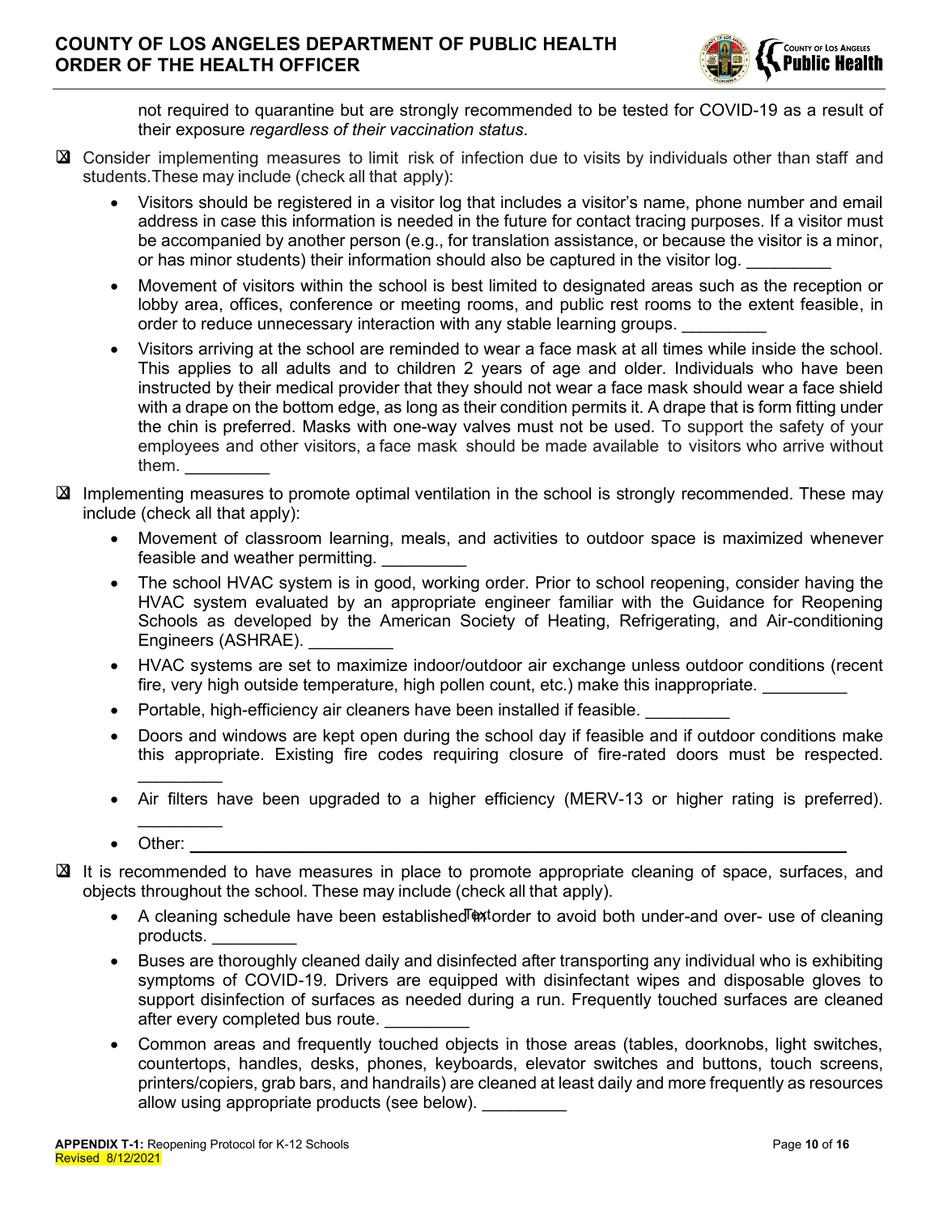not required to quarantine but are strongly recommended to be tested for COVID-19 as a result of their exposure *regardless of their vaccination status*.

☒ Consider implementing measures to limit risk of infection due to visits by individuals other than staff and students. These may include (check all that apply):

- Visitors should be registered in a visitor log that includes a visitor's name, phone number and email address in case this information is needed in the future for contact tracing purposes. If a visitor must be accompanied by another person (e.g., for translation assistance, or because the visitor is a minor, or has minor students) their information should also be captured in the visitor log. _________
- Movement of visitors within the school is best limited to designated areas such as the reception or lobby area, offices, conference or meeting rooms, and public rest rooms to the extent feasible, in order to reduce unnecessary interaction with any stable learning groups. _________
- Visitors arriving at the school are reminded to wear a face mask at all times while inside the school. This applies to all adults and to children 2 years of age and older. Individuals who have been instructed by their medical provider that they should not wear a face mask should wear a face shield with a drape on the bottom edge, as long as their condition permits it. A drape that is form fitting under the chin is preferred. Masks with one-way valves must not be used. To support the safety of your employees and other visitors, a face mask should be made available to visitors who arrive without them. _________

☒ Implementing measures to promote optimal ventilation in the school is strongly recommended. These may include (check all that apply):

- Movement of classroom learning, meals, and activities to outdoor space is maximized whenever feasible and weather permitting. _________
- The school HVAC system is in good, working order. Prior to school reopening, consider having the HVAC system evaluated by an appropriate engineer familiar with the Guidance for Reopening Schools as developed by the American Society of Heating, Refrigerating, and Air-conditioning Engineers (ASHRAE). _________
- HVAC systems are set to maximize indoor/outdoor air exchange unless outdoor conditions (recent fire, very high outside temperature, high pollen count, etc.) make this inappropriate. _________
- Portable, high-efficiency air cleaners have been installed if feasible. _________
- Doors and windows are kept open during the school day if feasible and if outdoor conditions make this appropriate. Existing fire codes requiring closure of fire-rated doors must be respected. _________
- Air filters have been upgraded to a higher efficiency (MERV-13 or higher rating is preferred). _________
- Other: _________

☒ It is recommended to have measures in place to promote appropriate cleaning of space, surfaces, and objects throughout the school. These may include (check all that apply).

- A cleaning schedule have been established in order to avoid both under-and over- use of cleaning products. _________
- Buses are thoroughly cleaned daily and disinfected after transporting any individual who is exhibiting symptoms of COVID-19. Drivers are equipped with disinfectant wipes and disposable gloves to support disinfection of surfaces as needed during a run. Frequently touched surfaces are cleaned after every completed bus route. _________
- Common areas and frequently touched objects in those areas (tables, doorknobs, light switches, countertops, handles, desks, phones, keyboards, elevator switches and buttons, touch screens, printers/copiers, grab bars, and handrails) are cleaned at least daily and more frequently as resources allow using appropriate products (see below). _________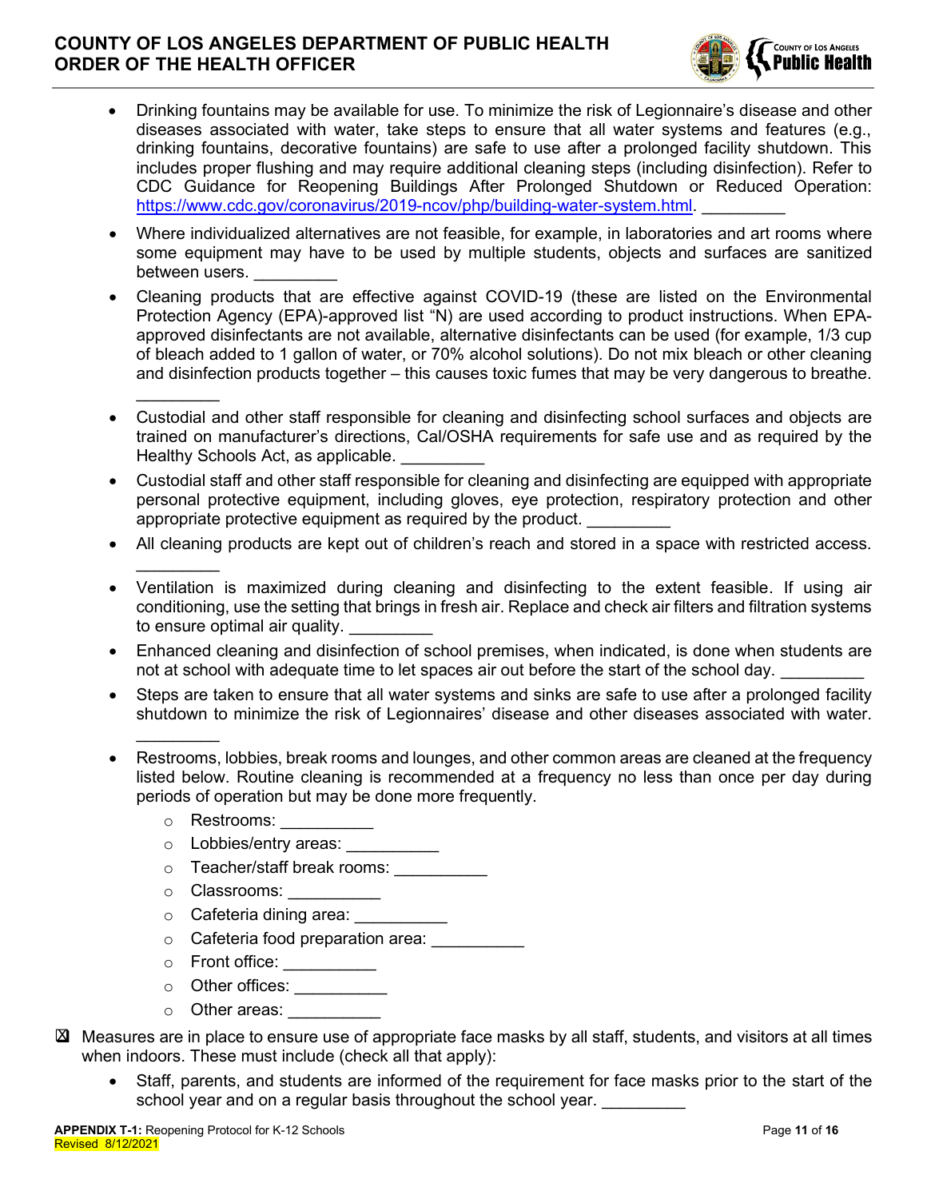- Drinking fountains may be available for use. To minimize the risk of Legionnaire's disease and other diseases associated with water, take steps to ensure that all water systems and features (e.g., drinking fountains, decorative fountains) are safe to use after a prolonged facility shutdown. This includes proper flushing and may require additional cleaning steps (including disinfection). Refer to CDC Guidance for Reopening Buildings After Prolonged Shutdown or Reduced Operation: https://www.cdc.gov/coronavirus/2019-ncov/php/building-water-system.html. _________
- Where individualized alternatives are not feasible, for example, in laboratories and art rooms where some equipment may have to be used by multiple students, objects and surfaces are sanitized between users. _________
- Cleaning products that are effective against COVID-19 (these are listed on the Environmental Protection Agency (EPA)-approved list "N) are used according to product instructions. When EPA-approved disinfectants are not available, alternative disinfectants can be used (for example, 1/3 cup of bleach added to 1 gallon of water, or 70% alcohol solutions). Do not mix bleach or other cleaning and disinfection products together – this causes toxic fumes that may be very dangerous to breathe. _________
- Custodial and other staff responsible for cleaning and disinfecting school surfaces and objects are trained on manufacturer's directions, Cal/OSHA requirements for safe use and as required by the Healthy Schools Act, as applicable. _________
- Custodial staff and other staff responsible for cleaning and disinfecting are equipped with appropriate personal protective equipment, including gloves, eye protection, respiratory protection and other appropriate protective equipment as required by the product. _________
- All cleaning products are kept out of children's reach and stored in a space with restricted access. _________
- Ventilation is maximized during cleaning and disinfecting to the extent feasible. If using air conditioning, use the setting that brings in fresh air. Replace and check air filters and filtration systems to ensure optimal air quality. _________
- Enhanced cleaning and disinfection of school premises, when indicated, is done when students are not at school with adequate time to let spaces air out before the start of the school day. _________
- Steps are taken to ensure that all water systems and sinks are safe to use after a prolonged facility shutdown to minimize the risk of Legionnaires' disease and other diseases associated with water. _________
- Restrooms, lobbies, break rooms and lounges, and other common areas are cleaned at the frequency listed below. Routine cleaning is recommended at a frequency no less than once per day during periods of operation but may be done more frequently.
  - Restrooms: __________
  - Lobbies/entry areas: __________
  - Teacher/staff break rooms: __________
  - Classrooms: __________
  - Cafeteria dining area: __________
  - Cafeteria food preparation area: __________
  - Front office: __________
  - Other offices: __________
  - Other areas: __________

☒ Measures are in place to ensure use of appropriate face masks by all staff, students, and visitors at all times when indoors. These must include (check all that apply):

- Staff, parents, and students are informed of the requirement for face masks prior to the start of the school year and on a regular basis throughout the school year. _________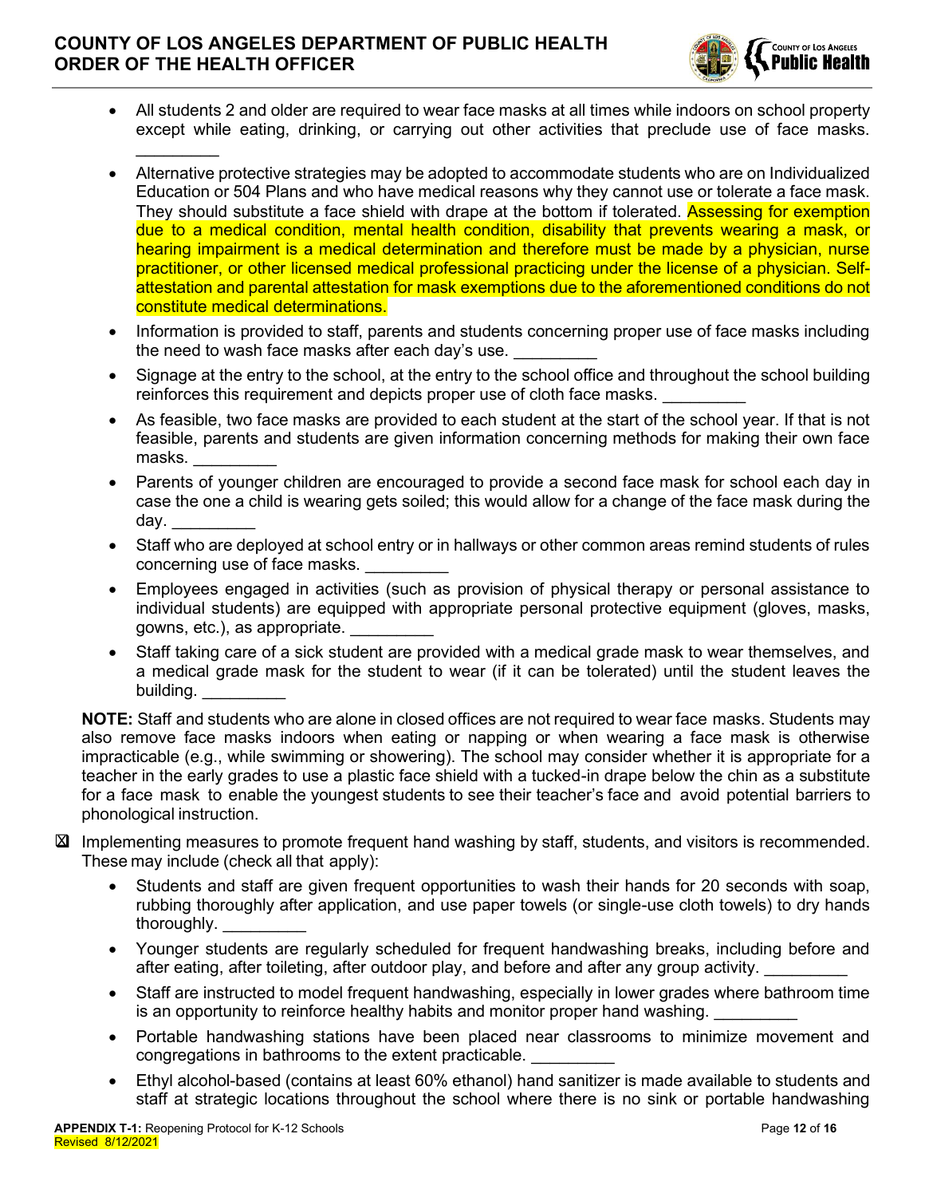- All students 2 and older are required to wear face masks at all times while indoors on school property except while eating, drinking, or carrying out other activities that preclude use of face masks. _________
- Alternative protective strategies may be adopted to accommodate students who are on Individualized Education or 504 Plans and who have medical reasons why they cannot use or tolerate a face mask. They should substitute a face shield with drape at the bottom if tolerated. Assessing for exemption due to a medical condition, mental health condition, disability that prevents wearing a mask, or hearing impairment is a medical determination and therefore must be made by a physician, nurse practitioner, or other licensed medical professional practicing under the license of a physician. Self-attestation and parental attestation for mask exemptions due to the aforementioned conditions do not constitute medical determinations.
- Information is provided to staff, parents and students concerning proper use of face masks including the need to wash face masks after each day's use. _________
- Signage at the entry to the school, at the entry to the school office and throughout the school building reinforces this requirement and depicts proper use of cloth face masks. _________
- As feasible, two face masks are provided to each student at the start of the school year. If that is not feasible, parents and students are given information concerning methods for making their own face masks. _________
- Parents of younger children are encouraged to provide a second face mask for school each day in case the one a child is wearing gets soiled; this would allow for a change of the face mask during the day. _________
- Staff who are deployed at school entry or in hallways or other common areas remind students of rules concerning use of face masks. _________
- Employees engaged in activities (such as provision of physical therapy or personal assistance to individual students) are equipped with appropriate personal protective equipment (gloves, masks, gowns, etc.), as appropriate. _________
- Staff taking care of a sick student are provided with a medical grade mask to wear themselves, and a medical grade mask for the student to wear (if it can be tolerated) until the student leaves the building. _________

**NOTE:** Staff and students who are alone in closed offices are not required to wear face masks. Students may also remove face masks indoors when eating or napping or when wearing a face mask is otherwise impracticable (e.g., while swimming or showering). The school may consider whether it is appropriate for a teacher in the early grades to use a plastic face shield with a tucked-in drape below the chin as a substitute for a face mask to enable the youngest students to see their teacher's face and avoid potential barriers to phonological instruction.

☒ Implementing measures to promote frequent hand washing by staff, students, and visitors is recommended. These may include (check all that apply):

- Students and staff are given frequent opportunities to wash their hands for 20 seconds with soap, rubbing thoroughly after application, and use paper towels (or single-use cloth towels) to dry hands thoroughly. _________
- Younger students are regularly scheduled for frequent handwashing breaks, including before and after eating, after toileting, after outdoor play, and before and after any group activity. _________
- Staff are instructed to model frequent handwashing, especially in lower grades where bathroom time is an opportunity to reinforce healthy habits and monitor proper hand washing. _________
- Portable handwashing stations have been placed near classrooms to minimize movement and congregations in bathrooms to the extent practicable. _________
- Ethyl alcohol-based (contains at least 60% ethanol) hand sanitizer is made available to students and staff at strategic locations throughout the school where there is no sink or portable handwashing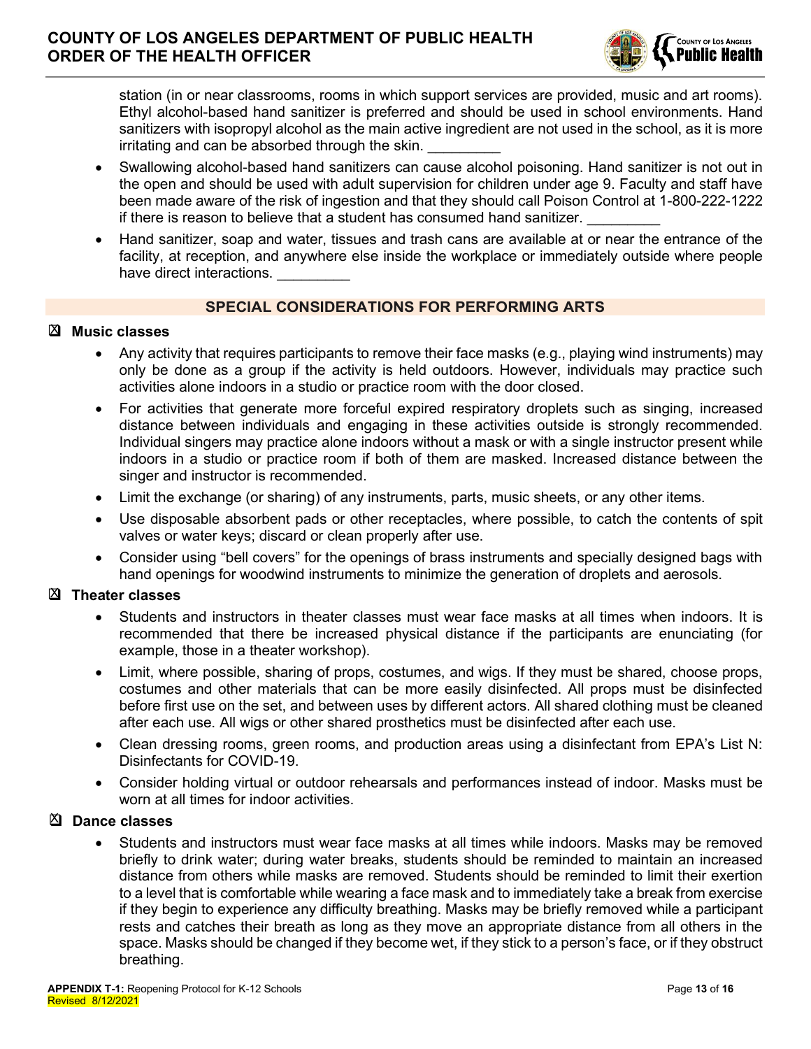station (in or near classrooms, rooms in which support services are provided, music and art rooms). Ethyl alcohol-based hand sanitizer is preferred and should be used in school environments. Hand sanitizers with isopropyl alcohol as the main active ingredient are not used in the school, as it is more irritating and can be absorbed through the skin. _________

- Swallowing alcohol-based hand sanitizers can cause alcohol poisoning. Hand sanitizer is not out in the open and should be used with adult supervision for children under age 9. Faculty and staff have been made aware of the risk of ingestion and that they should call Poison Control at 1-800-222-1222 if there is reason to believe that a student has consumed hand sanitizer. _________
- Hand sanitizer, soap and water, tissues and trash cans are available at or near the entrance of the facility, at reception, and anywhere else inside the workplace or immediately outside where people have direct interactions. _________

## SPECIAL CONSIDERATIONS FOR PERFORMING ARTS

☒ **Music classes**

- Any activity that requires participants to remove their face masks (e.g., playing wind instruments) may only be done as a group if the activity is held outdoors. However, individuals may practice such activities alone indoors in a studio or practice room with the door closed.
- For activities that generate more forceful expired respiratory droplets such as singing, increased distance between individuals and engaging in these activities outside is strongly recommended. Individual singers may practice alone indoors without a mask or with a single instructor present while indoors in a studio or practice room if both of them are masked. Increased distance between the singer and instructor is recommended.
- Limit the exchange (or sharing) of any instruments, parts, music sheets, or any other items.
- Use disposable absorbent pads or other receptacles, where possible, to catch the contents of spit valves or water keys; discard or clean properly after use.
- Consider using "bell covers" for the openings of brass instruments and specially designed bags with hand openings for woodwind instruments to minimize the generation of droplets and aerosols.

☒ **Theater classes**

- Students and instructors in theater classes must wear face masks at all times when indoors. It is recommended that there be increased physical distance if the participants are enunciating (for example, those in a theater workshop).
- Limit, where possible, sharing of props, costumes, and wigs. If they must be shared, choose props, costumes and other materials that can be more easily disinfected. All props must be disinfected before first use on the set, and between uses by different actors. All shared clothing must be cleaned after each use. All wigs or other shared prosthetics must be disinfected after each use.
- Clean dressing rooms, green rooms, and production areas using a disinfectant from EPA's List N: Disinfectants for COVID-19.
- Consider holding virtual or outdoor rehearsals and performances instead of indoor. Masks must be worn at all times for indoor activities.

☒ **Dance classes**

- Students and instructors must wear face masks at all times while indoors. Masks may be removed briefly to drink water; during water breaks, students should be reminded to maintain an increased distance from others while masks are removed. Students should be reminded to limit their exertion to a level that is comfortable while wearing a face mask and to immediately take a break from exercise if they begin to experience any difficulty breathing. Masks may be briefly removed while a participant rests and catches their breath as long as they move an appropriate distance from all others in the space. Masks should be changed if they become wet, if they stick to a person's face, or if they obstruct breathing.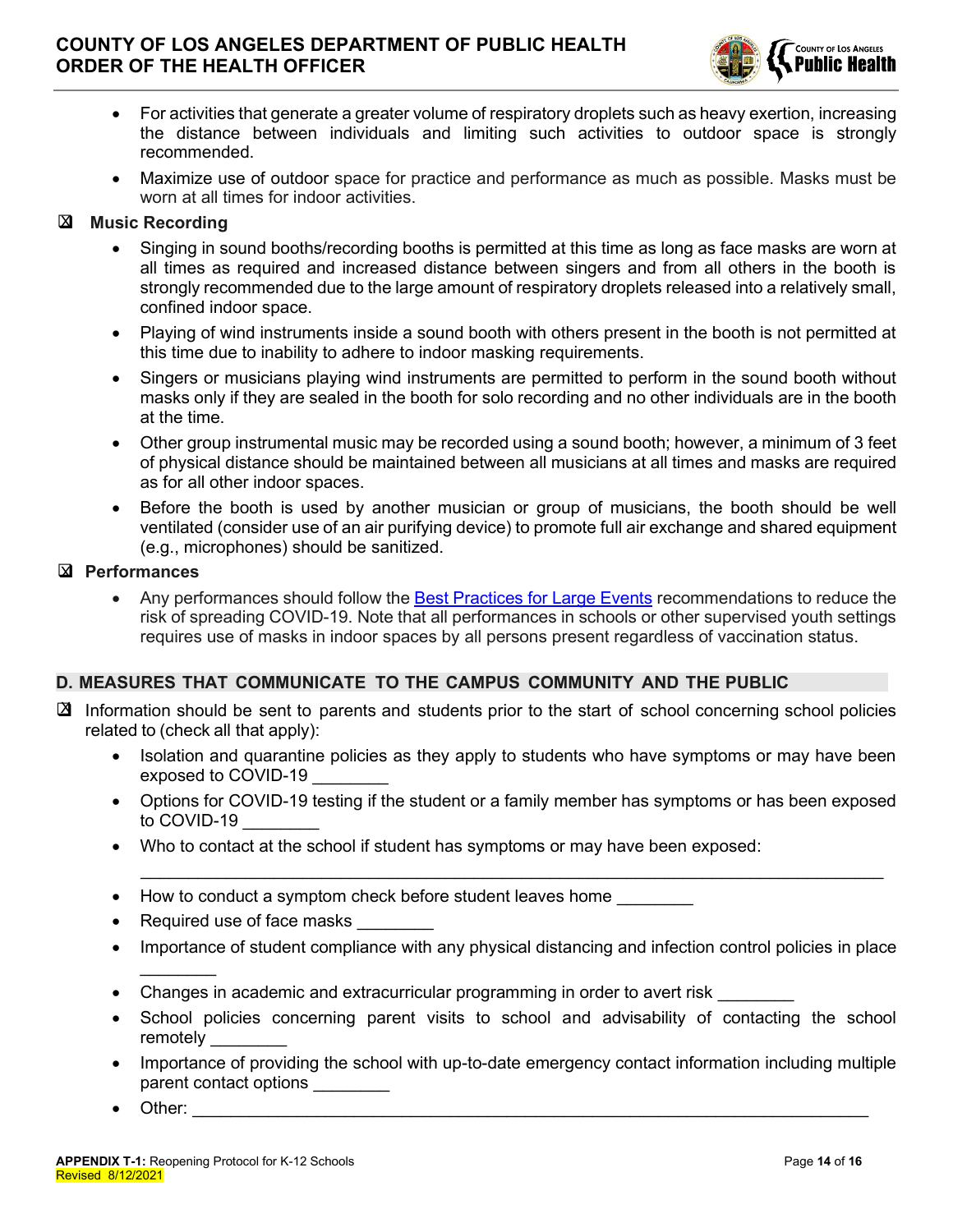- For activities that generate a greater volume of respiratory droplets such as heavy exertion, increasing the distance between individuals and limiting such activities to outdoor space is strongly recommended.
- Maximize use of outdoor space for practice and performance as much as possible. Masks must be worn at all times for indoor activities.

☒ **Music Recording**

- Singing in sound booths/recording booths is permitted at this time as long as face masks are worn at all times as required and increased distance between singers and from all others in the booth is strongly recommended due to the large amount of respiratory droplets released into a relatively small, confined indoor space.
- Playing of wind instruments inside a sound booth with others present in the booth is not permitted at this time due to inability to adhere to indoor masking requirements.
- Singers or musicians playing wind instruments are permitted to perform in the sound booth without masks only if they are sealed in the booth for solo recording and no other individuals are in the booth at the time.
- Other group instrumental music may be recorded using a sound booth; however, a minimum of 3 feet of physical distance should be maintained between all musicians at all times and masks are required as for all other indoor spaces.
- Before the booth is used by another musician or group of musicians, the booth should be well ventilated (consider use of an air purifying device) to promote full air exchange and shared equipment (e.g., microphones) should be sanitized.

☒ **Performances**

- Any performances should follow the [Best Practices for Large Events] recommendations to reduce the risk of spreading COVID-19. Note that all performances in schools or other supervised youth settings requires use of masks in indoor spaces by all persons present regardless of vaccination status.

## D. MEASURES THAT COMMUNICATE TO THE CAMPUS COMMUNITY AND THE PUBLIC

☒ Information should be sent to parents and students prior to the start of school concerning school policies related to (check all that apply):

- Isolation and quarantine policies as they apply to students who have symptoms or may have been exposed to COVID-19 ________
- Options for COVID-19 testing if the student or a family member has symptoms or has been exposed to COVID-19 ________
- Who to contact at the school if student has symptoms or may have been exposed: ____________________________________________________________________________
- How to conduct a symptom check before student leaves home ________
- Required use of face masks ________
- Importance of student compliance with any physical distancing and infection control policies in place ________
- Changes in academic and extracurricular programming in order to avert risk ________
- School policies concerning parent visits to school and advisability of contacting the school remotely ________
- Importance of providing the school with up-to-date emergency contact information including multiple parent contact options ________
- Other: ____________________________________________________________________________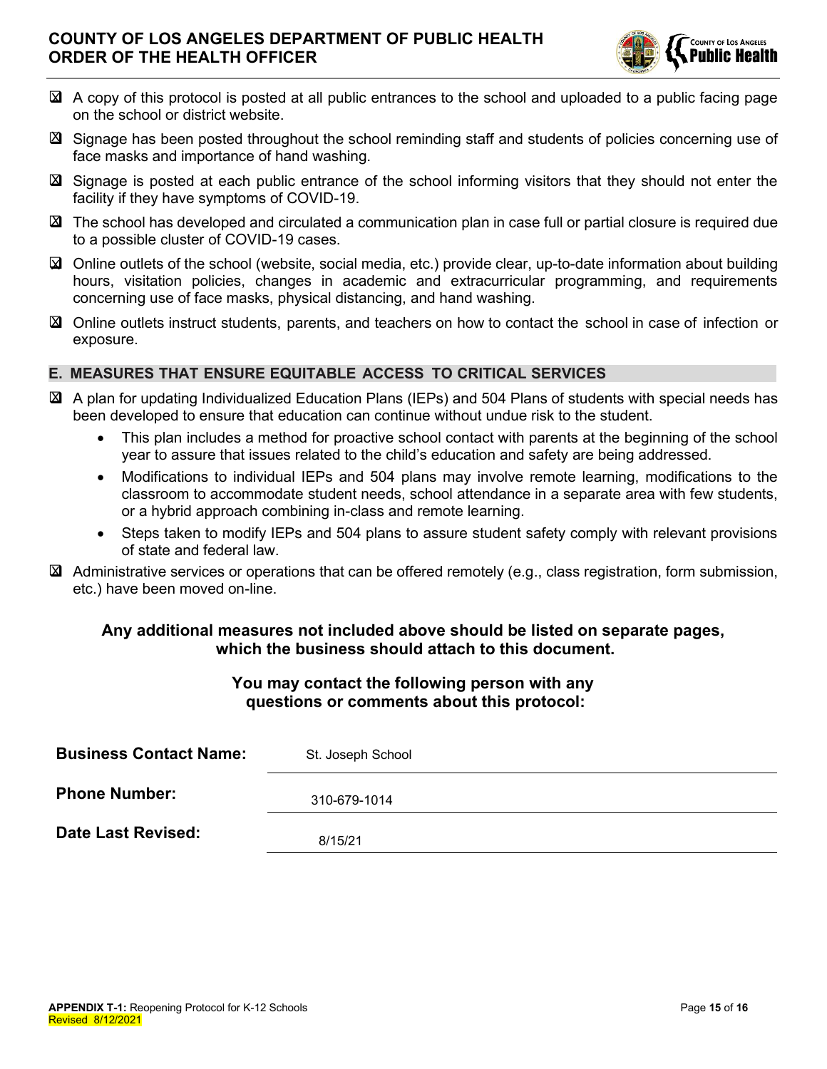- ☒ A copy of this protocol is posted at all public entrances to the school and uploaded to a public facing page on the school or district website.
- ☒ Signage has been posted throughout the school reminding staff and students of policies concerning use of face masks and importance of hand washing.
- ☒ Signage is posted at each public entrance of the school informing visitors that they should not enter the facility if they have symptoms of COVID-19.
- ☒ The school has developed and circulated a communication plan in case full or partial closure is required due to a possible cluster of COVID-19 cases.
- ☒ Online outlets of the school (website, social media, etc.) provide clear, up-to-date information about building hours, visitation policies, changes in academic and extracurricular programming, and requirements concerning use of face masks, physical distancing, and hand washing.
- ☒ Online outlets instruct students, parents, and teachers on how to contact the school in case of infection or exposure.

## E. MEASURES THAT ENSURE EQUITABLE ACCESS TO CRITICAL SERVICES

- ☒ A plan for updating Individualized Education Plans (IEPs) and 504 Plans of students with special needs has been developed to ensure that education can continue without undue risk to the student.
  - This plan includes a method for proactive school contact with parents at the beginning of the school year to assure that issues related to the child's education and safety are being addressed.
  - Modifications to individual IEPs and 504 plans may involve remote learning, modifications to the classroom to accommodate student needs, school attendance in a separate area with few students, or a hybrid approach combining in-class and remote learning.
  - Steps taken to modify IEPs and 504 plans to assure student safety comply with relevant provisions of state and federal law.
- ☒ Administrative services or operations that can be offered remotely (e.g., class registration, form submission, etc.) have been moved on-line.

**Any additional measures not included above should be listed on separate pages, which the business should attach to this document.**

**You may contact the following person with any questions or comments about this protocol:**

**Business Contact Name:** St. Joseph School

**Phone Number:** 310-679-1014

**Date Last Revised:** 8/15/21

**APPENDIX T-1:** Reopening Protocol for K-12 Schools
Revised 8/12/2021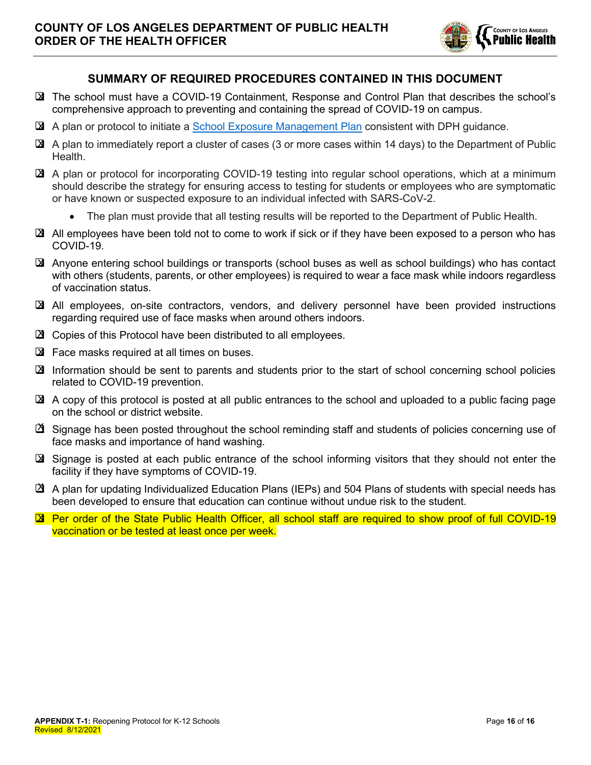## SUMMARY OF REQUIRED PROCEDURES CONTAINED IN THIS DOCUMENT

- [x] The school must have a COVID-19 Containment, Response and Control Plan that describes the school's comprehensive approach to preventing and containing the spread of COVID-19 on campus.
- [x] A plan or protocol to initiate a [School Exposure Management Plan]() consistent with DPH guidance.
- [x] A plan to immediately report a cluster of cases (3 or more cases within 14 days) to the Department of Public Health.
- [x] A plan or protocol for incorporating COVID-19 testing into regular school operations, which at a minimum should describe the strategy for ensuring access to testing for students or employees who are symptomatic or have known or suspected exposure to an individual infected with SARS-CoV-2.
    - The plan must provide that all testing results will be reported to the Department of Public Health.
- [x] All employees have been told not to come to work if sick or if they have been exposed to a person who has COVID-19.
- [x] Anyone entering school buildings or transports (school buses as well as school buildings) who has contact with others (students, parents, or other employees) is required to wear a face mask while indoors regardless of vaccination status.
- [x] All employees, on-site contractors, vendors, and delivery personnel have been provided instructions regarding required use of face masks when around others indoors.
- [x] Copies of this Protocol have been distributed to all employees.
- [x] Face masks required at all times on buses.
- [x] Information should be sent to parents and students prior to the start of school concerning school policies related to COVID-19 prevention.
- [x] A copy of this protocol is posted at all public entrances to the school and uploaded to a public facing page on the school or district website.
- [x] Signage has been posted throughout the school reminding staff and students of policies concerning use of face masks and importance of hand washing.
- [x] Signage is posted at each public entrance of the school informing visitors that they should not enter the facility if they have symptoms of COVID-19.
- [x] A plan for updating Individualized Education Plans (IEPs) and 504 Plans of students with special needs has been developed to ensure that education can continue without undue risk to the student.
- [x] Per order of the State Public Health Officer, all school staff are required to show proof of full COVID-19 vaccination or be tested at least once per week.